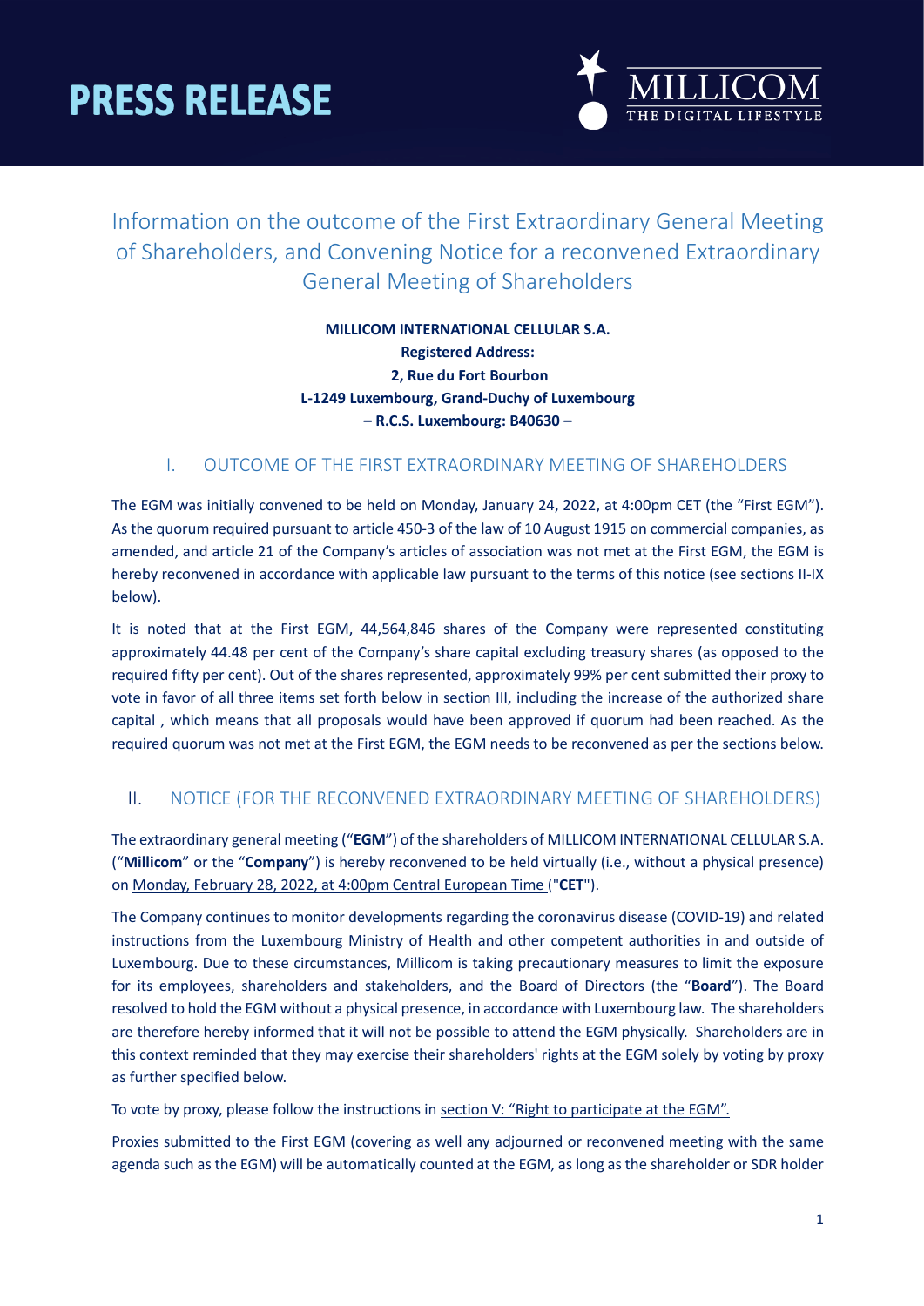# PRESS RELEASE

## Information on the outcome of the First Extraordinary General Meeting of Shareholders, and Convening Notice for a reconvened Extraordinary General Meeting of Shareholders

**MILLICOM INTERNATIONAL CELLULAR S.A.**
**Registered Address:**
**2, Rue du Fort Bourbon**
**L-1249 Luxembourg, Grand-Duchy of Luxembourg**
**– R.C.S. Luxembourg: B40630 –**

### I. OUTCOME OF THE FIRST EXTRAORDINARY MEETING OF SHAREHOLDERS

The EGM was initially convened to be held on Monday, January 24, 2022, at 4:00pm CET (the "First EGM"). As the quorum required pursuant to article 450-3 of the law of 10 August 1915 on commercial companies, as amended, and article 21 of the Company's articles of association was not met at the First EGM, the EGM is hereby reconvened in accordance with applicable law pursuant to the terms of this notice (see sections II-IX below).

It is noted that at the First EGM, 44,564,846 shares of the Company were represented constituting approximately 44.48 per cent of the Company's share capital excluding treasury shares (as opposed to the required fifty per cent). Out of the shares represented, approximately 99% per cent submitted their proxy to vote in favor of all three items set forth below in section III, including the increase of the authorized share capital , which means that all proposals would have been approved if quorum had been reached. As the required quorum was not met at the First EGM, the EGM needs to be reconvened as per the sections below.

### II. NOTICE (FOR THE RECONVENED EXTRAORDINARY MEETING OF SHAREHOLDERS)

The extraordinary general meeting ("**EGM**") of the shareholders of MILLICOM INTERNATIONAL CELLULAR S.A. ("**Millicom**" or the "**Company**") is hereby reconvened to be held virtually (i.e., without a physical presence) on Monday, February 28, 2022, at 4:00pm Central European Time ("**CET**").

The Company continues to monitor developments regarding the coronavirus disease (COVID-19) and related instructions from the Luxembourg Ministry of Health and other competent authorities in and outside of Luxembourg. Due to these circumstances, Millicom is taking precautionary measures to limit the exposure for its employees, shareholders and stakeholders, and the Board of Directors (the "**Board**"). The Board resolved to hold the EGM without a physical presence, in accordance with Luxembourg law. The shareholders are therefore hereby informed that it will not be possible to attend the EGM physically. Shareholders are in this context reminded that they may exercise their shareholders' rights at the EGM solely by voting by proxy as further specified below.

To vote by proxy, please follow the instructions in section V: "Right to participate at the EGM".

Proxies submitted to the First EGM (covering as well any adjourned or reconvened meeting with the same agenda such as the EGM) will be automatically counted at the EGM, as long as the shareholder or SDR holder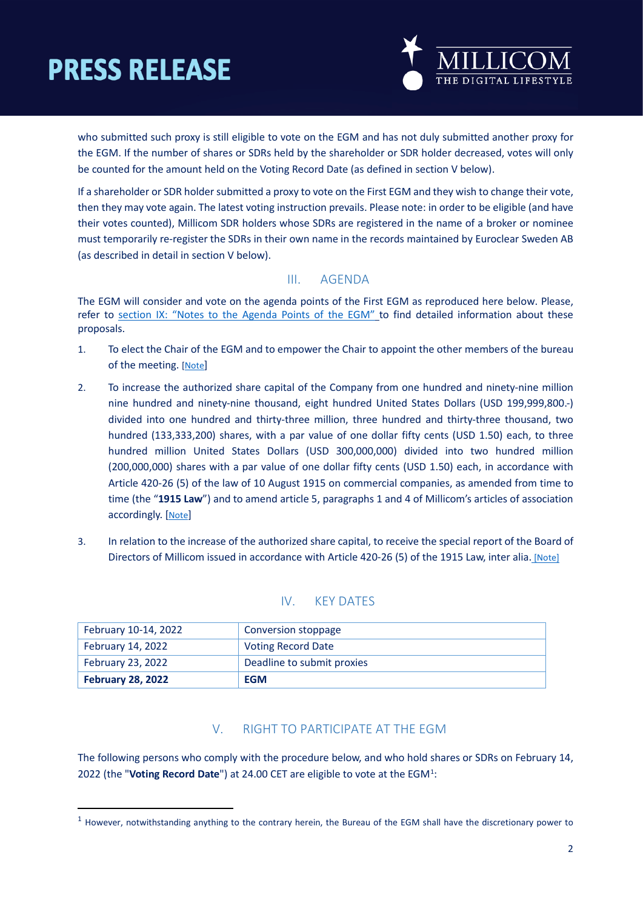who submitted such proxy is still eligible to vote on the EGM and has not duly submitted another proxy for the EGM. If the number of shares or SDRs held by the shareholder or SDR holder decreased, votes will only be counted for the amount held on the Voting Record Date (as defined in section V below).

If a shareholder or SDR holder submitted a proxy to vote on the First EGM and they wish to change their vote, then they may vote again. The latest voting instruction prevails. Please note: in order to be eligible (and have their votes counted), Millicom SDR holders whose SDRs are registered in the name of a broker or nominee must temporarily re-register the SDRs in their own name in the records maintained by Euroclear Sweden AB (as described in detail in section V below).

## III. AGENDA

The EGM will consider and vote on the agenda points of the First EGM as reproduced here below. Please, refer to section IX: "Notes to the Agenda Points of the EGM" to find detailed information about these proposals.

1. To elect the Chair of the EGM and to empower the Chair to appoint the other members of the bureau of the meeting. [Note]

2. To increase the authorized share capital of the Company from one hundred and ninety-nine million nine hundred and ninety-nine thousand, eight hundred United States Dollars (USD 199,999,800.-) divided into one hundred and thirty-three million, three hundred and thirty-three thousand, two hundred (133,333,200) shares, with a par value of one dollar fifty cents (USD 1.50) each, to three hundred million United States Dollars (USD 300,000,000) divided into two hundred million (200,000,000) shares with a par value of one dollar fifty cents (USD 1.50) each, in accordance with Article 420-26 (5) of the law of 10 August 1915 on commercial companies, as amended from time to time (the "**1915 Law**") and to amend article 5, paragraphs 1 and 4 of Millicom's articles of association accordingly. [Note]

3. In relation to the increase of the authorized share capital, to receive the special report of the Board of Directors of Millicom issued in accordance with Article 420-26 (5) of the 1915 Law, inter alia. [Note]

## IV. KEY DATES

| | |
|---|---|
| February 10-14, 2022 | Conversion stoppage |
| February 14, 2022 | Voting Record Date |
| February 23, 2022 | Deadline to submit proxies |
| **February 28, 2022** | **EGM** |

## V. RIGHT TO PARTICIPATE AT THE EGM

The following persons who comply with the procedure below, and who hold shares or SDRs on February 14, 2022 (the "**Voting Record Date**") at 24.00 CET are eligible to vote at the EGM[1]:

[1] However, notwithstanding anything to the contrary herein, the Bureau of the EGM shall have the discretionary power to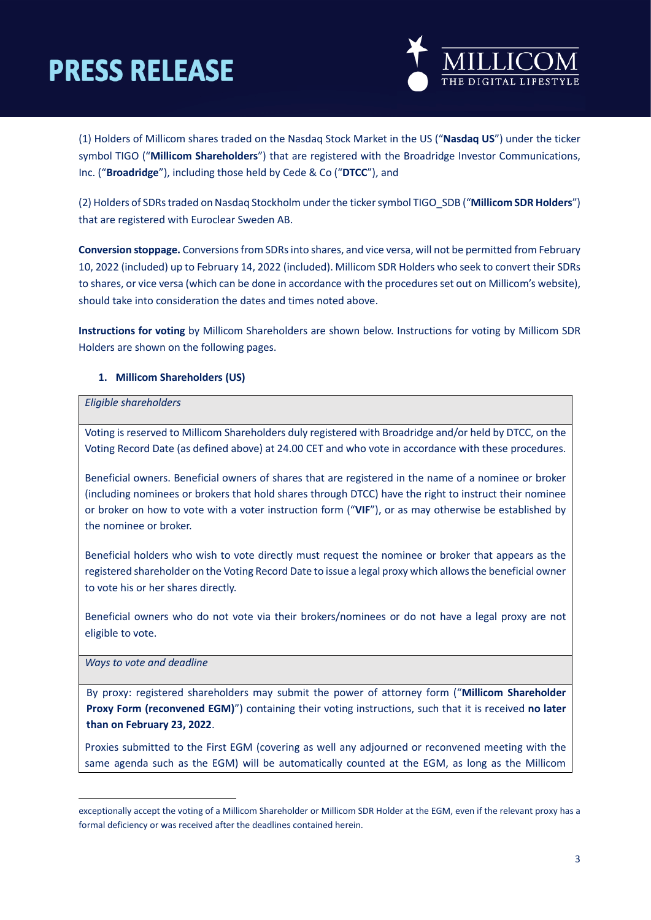(1) Holders of Millicom shares traded on the Nasdaq Stock Market in the US ("**Nasdaq US**") under the ticker symbol TIGO ("**Millicom Shareholders**") that are registered with the Broadridge Investor Communications, Inc. ("**Broadridge**"), including those held by Cede & Co ("**DTCC**"), and

(2) Holders of SDRs traded on Nasdaq Stockholm under the ticker symbol TIGO_SDB ("**Millicom SDR Holders**") that are registered with Euroclear Sweden AB.

**Conversion stoppage.** Conversions from SDRs into shares, and vice versa, will not be permitted from February 10, 2022 (included) up to February 14, 2022 (included). Millicom SDR Holders who seek to convert their SDRs to shares, or vice versa (which can be done in accordance with the procedures set out on Millicom's website), should take into consideration the dates and times noted above.

**Instructions for voting** by Millicom Shareholders are shown below. Instructions for voting by Millicom SDR Holders are shown on the following pages.

## 1. Millicom Shareholders (US)

| *Eligible shareholders* |
|---|
| Voting is reserved to Millicom Shareholders duly registered with Broadridge and/or held by DTCC, on the Voting Record Date (as defined above) at 24.00 CET and who vote in accordance with these procedures.<br><br>Beneficial owners. Beneficial owners of shares that are registered in the name of a nominee or broker (including nominees or brokers that hold shares through DTCC) have the right to instruct their nominee or broker on how to vote with a voter instruction form ("**VIF**"), or as may otherwise be established by the nominee or broker.<br><br>Beneficial holders who wish to vote directly must request the nominee or broker that appears as the registered shareholder on the Voting Record Date to issue a legal proxy which allows the beneficial owner to vote his or her shares directly.<br><br>Beneficial owners who do not vote via their brokers/nominees or do not have a legal proxy are not eligible to vote. |
| *Ways to vote and deadline* |
| By proxy: registered shareholders may submit the power of attorney form ("**Millicom Shareholder Proxy Form (reconvened EGM)**") containing their voting instructions, such that it is received **no later than on February 23, 2022**.<br><br>Proxies submitted to the First EGM (covering as well any adjourned or reconvened meeting with the same agenda such as the EGM) will be automatically counted at the EGM, as long as the Millicom |

exceptionally accept the voting of a Millicom Shareholder or Millicom SDR Holder at the EGM, even if the relevant proxy has a formal deficiency or was received after the deadlines contained herein.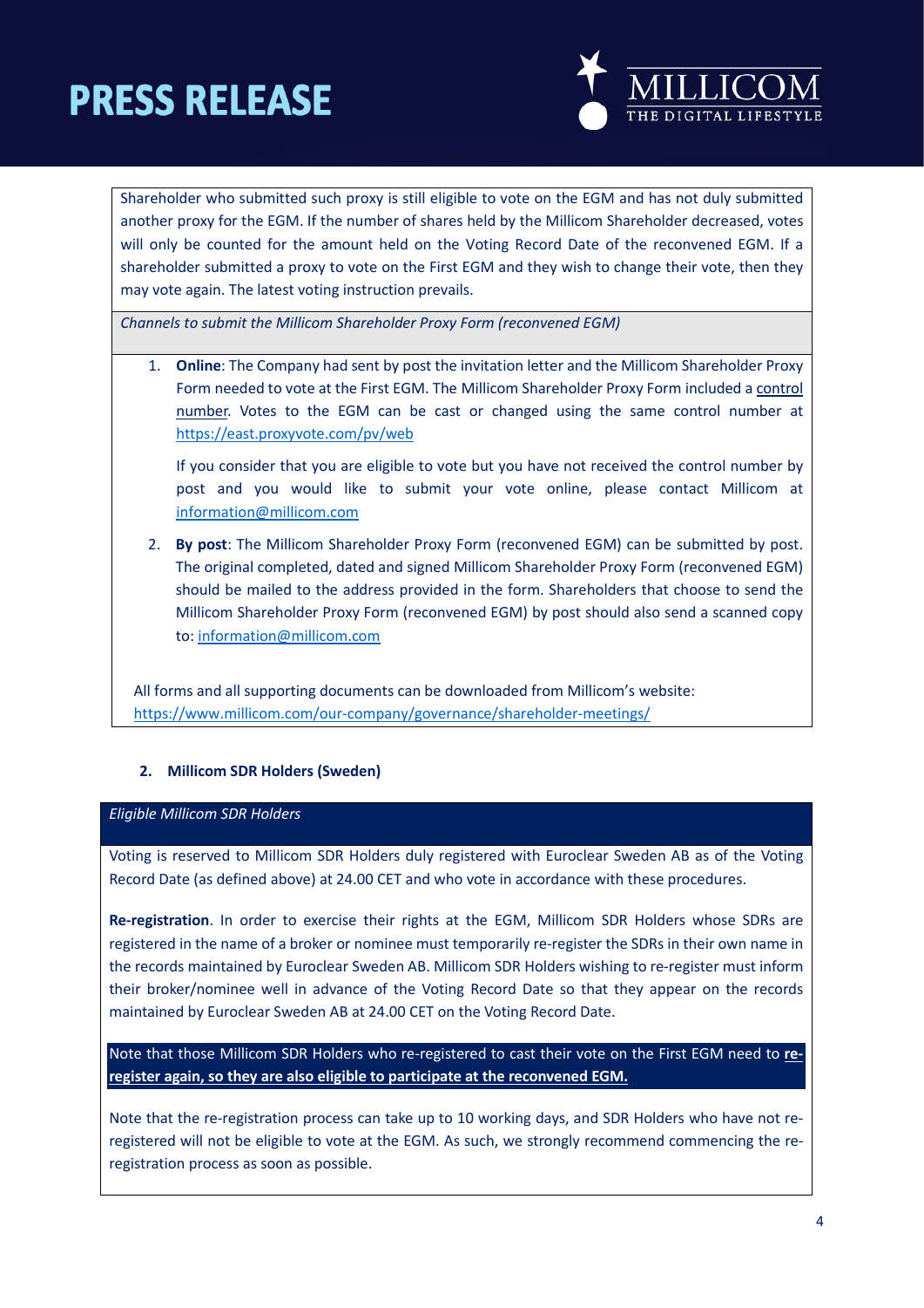Shareholder who submitted such proxy is still eligible to vote on the EGM and has not duly submitted another proxy for the EGM. If the number of shares held by the Millicom Shareholder decreased, votes will only be counted for the amount held on the Voting Record Date of the reconvened EGM. If a shareholder submitted a proxy to vote on the First EGM and they wish to change their vote, then they may vote again. The latest voting instruction prevails.

*Channels to submit the Millicom Shareholder Proxy Form (reconvened EGM)*

1. **Online**: The Company had sent by post the invitation letter and the Millicom Shareholder Proxy Form needed to vote at the First EGM. The Millicom Shareholder Proxy Form included a control number. Votes to the EGM can be cast or changed using the same control number at https://east.proxyvote.com/pv/web

   If you consider that you are eligible to vote but you have not received the control number by post and you would like to submit your vote online, please contact Millicom at information@millicom.com

2. **By post**: The Millicom Shareholder Proxy Form (reconvened EGM) can be submitted by post. The original completed, dated and signed Millicom Shareholder Proxy Form (reconvened EGM) should be mailed to the address provided in the form. Shareholders that choose to send the Millicom Shareholder Proxy Form (reconvened EGM) by post should also send a scanned copy to: information@millicom.com

All forms and all supporting documents can be downloaded from Millicom's website: https://www.millicom.com/our-company/governance/shareholder-meetings/

### 2. Millicom SDR Holders (Sweden)

*Eligible Millicom SDR Holders*

Voting is reserved to Millicom SDR Holders duly registered with Euroclear Sweden AB as of the Voting Record Date (as defined above) at 24.00 CET and who vote in accordance with these procedures.

**Re-registration**. In order to exercise their rights at the EGM, Millicom SDR Holders whose SDRs are registered in the name of a broker or nominee must temporarily re-register the SDRs in their own name in the records maintained by Euroclear Sweden AB. Millicom SDR Holders wishing to re-register must inform their broker/nominee well in advance of the Voting Record Date so that they appear on the records maintained by Euroclear Sweden AB at 24.00 CET on the Voting Record Date.

Note that those Millicom SDR Holders who re-registered to cast their vote on the First EGM need to **re-register again, so they are also eligible to participate at the reconvened EGM.**

Note that the re-registration process can take up to 10 working days, and SDR Holders who have not re-registered will not be eligible to vote at the EGM. As such, we strongly recommend commencing the re-registration process as soon as possible.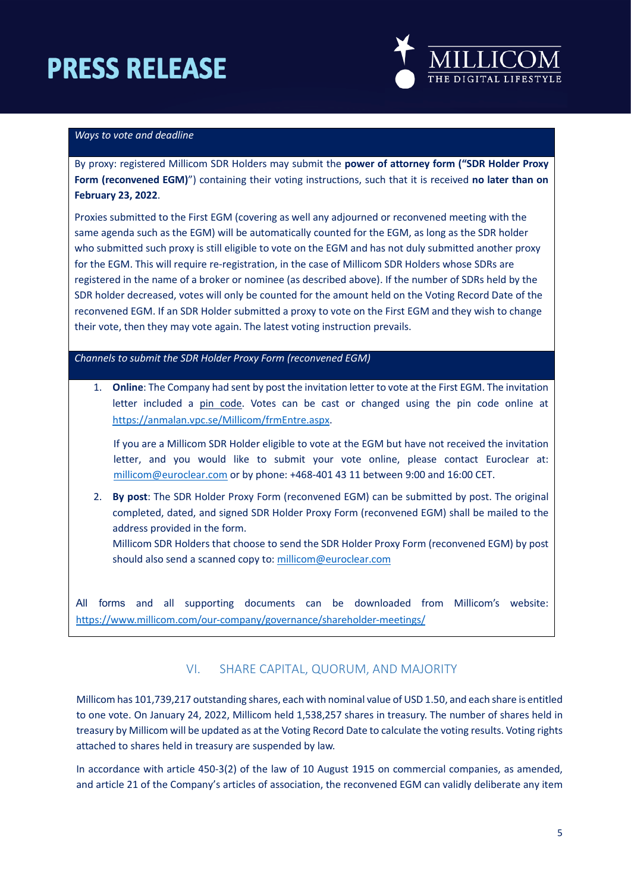*Ways to vote and deadline*

By proxy: registered Millicom SDR Holders may submit the **power of attorney form ("SDR Holder Proxy Form (reconvened EGM)**") containing their voting instructions, such that it is received **no later than on February 23, 2022**.

Proxies submitted to the First EGM (covering as well any adjourned or reconvened meeting with the same agenda such as the EGM) will be automatically counted for the EGM, as long as the SDR holder who submitted such proxy is still eligible to vote on the EGM and has not duly submitted another proxy for the EGM. This will require re-registration, in the case of Millicom SDR Holders whose SDRs are registered in the name of a broker or nominee (as described above). If the number of SDRs held by the SDR holder decreased, votes will only be counted for the amount held on the Voting Record Date of the reconvened EGM. If an SDR Holder submitted a proxy to vote on the First EGM and they wish to change their vote, then they may vote again. The latest voting instruction prevails.

*Channels to submit the SDR Holder Proxy Form (reconvened EGM)*

1. **Online**: The Company had sent by post the invitation letter to vote at the First EGM. The invitation letter included a pin code. Votes can be cast or changed using the pin code online at https://anmalan.vpc.se/Millicom/frmEntre.aspx.

   If you are a Millicom SDR Holder eligible to vote at the EGM but have not received the invitation letter, and you would like to submit your vote online, please contact Euroclear at: millicom@euroclear.com or by phone: +468-401 43 11 between 9:00 and 16:00 CET.

2. **By post**: The SDR Holder Proxy Form (reconvened EGM) can be submitted by post. The original completed, dated, and signed SDR Holder Proxy Form (reconvened EGM) shall be mailed to the address provided in the form.
   Millicom SDR Holders that choose to send the SDR Holder Proxy Form (reconvened EGM) by post should also send a scanned copy to: millicom@euroclear.com

All forms and all supporting documents can be downloaded from Millicom's website: https://www.millicom.com/our-company/governance/shareholder-meetings/

## VI. SHARE CAPITAL, QUORUM, AND MAJORITY

Millicom has 101,739,217 outstanding shares, each with nominal value of USD 1.50, and each share is entitled to one vote. On January 24, 2022, Millicom held 1,538,257 shares in treasury. The number of shares held in treasury by Millicom will be updated as at the Voting Record Date to calculate the voting results. Voting rights attached to shares held in treasury are suspended by law.

In accordance with article 450-3(2) of the law of 10 August 1915 on commercial companies, as amended, and article 21 of the Company's articles of association, the reconvened EGM can validly deliberate any item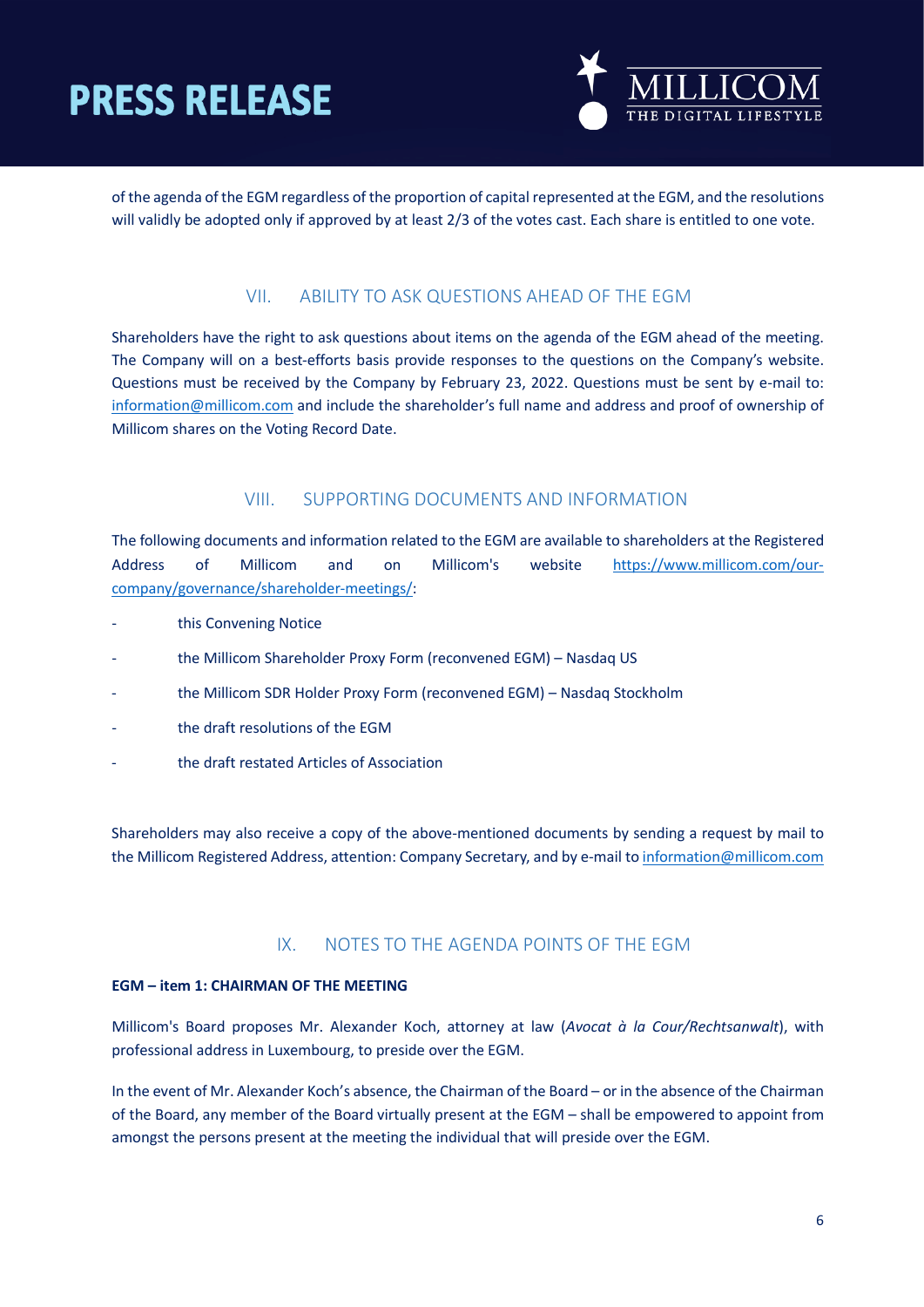of the agenda of the EGM regardless of the proportion of capital represented at the EGM, and the resolutions will validly be adopted only if approved by at least 2/3 of the votes cast. Each share is entitled to one vote.

## VII. ABILITY TO ASK QUESTIONS AHEAD OF THE EGM

Shareholders have the right to ask questions about items on the agenda of the EGM ahead of the meeting. The Company will on a best-efforts basis provide responses to the questions on the Company's website. Questions must be received by the Company by February 23, 2022. Questions must be sent by e-mail to: information@millicom.com and include the shareholder's full name and address and proof of ownership of Millicom shares on the Voting Record Date.

## VIII. SUPPORTING DOCUMENTS AND INFORMATION

The following documents and information related to the EGM are available to shareholders at the Registered Address of Millicom and on Millicom's website https://www.millicom.com/our-company/governance/shareholder-meetings/:

- this Convening Notice
- the Millicom Shareholder Proxy Form (reconvened EGM) – Nasdaq US
- the Millicom SDR Holder Proxy Form (reconvened EGM) – Nasdaq Stockholm
- the draft resolutions of the EGM
- the draft restated Articles of Association

Shareholders may also receive a copy of the above-mentioned documents by sending a request by mail to the Millicom Registered Address, attention: Company Secretary, and by e-mail to information@millicom.com

## IX. NOTES TO THE AGENDA POINTS OF THE EGM

**EGM – item 1: CHAIRMAN OF THE MEETING**

Millicom's Board proposes Mr. Alexander Koch, attorney at law (*Avocat à la Cour/Rechtsanwalt*), with professional address in Luxembourg, to preside over the EGM.

In the event of Mr. Alexander Koch's absence, the Chairman of the Board – or in the absence of the Chairman of the Board, any member of the Board virtually present at the EGM – shall be empowered to appoint from amongst the persons present at the meeting the individual that will preside over the EGM.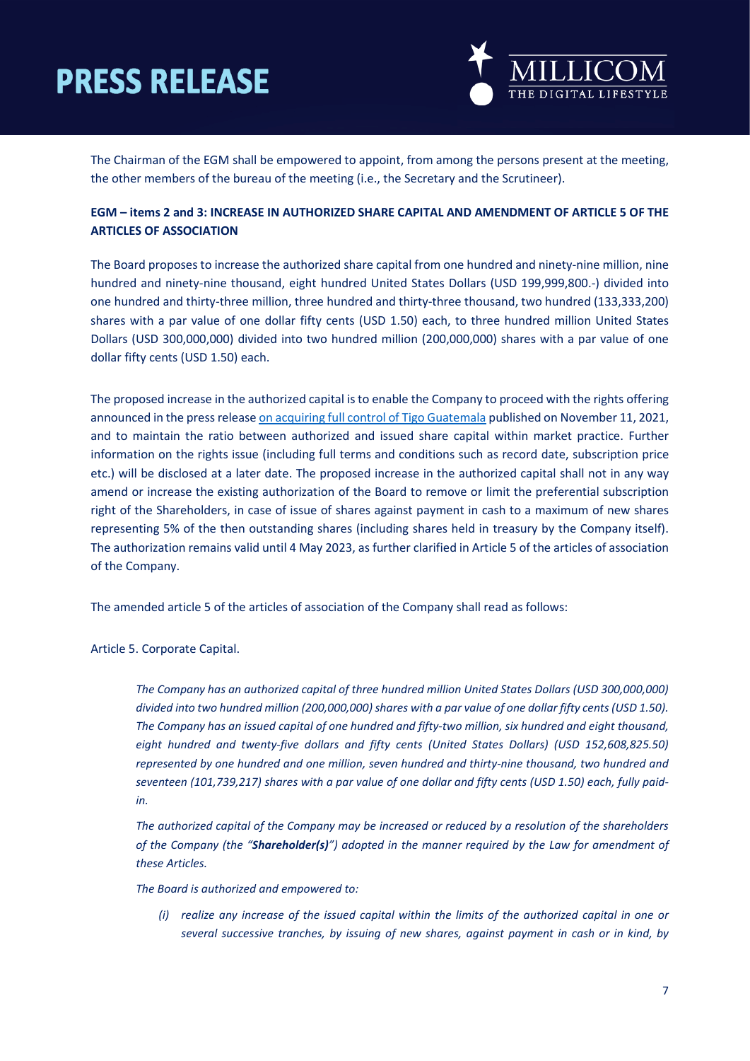The Chairman of the EGM shall be empowered to appoint, from among the persons present at the meeting, the other members of the bureau of the meeting (i.e., the Secretary and the Scrutineer).

**EGM – items 2 and 3: INCREASE IN AUTHORIZED SHARE CAPITAL AND AMENDMENT OF ARTICLE 5 OF THE ARTICLES OF ASSOCIATION**

The Board proposes to increase the authorized share capital from one hundred and ninety-nine million, nine hundred and ninety-nine thousand, eight hundred United States Dollars (USD 199,999,800.-) divided into one hundred and thirty-three million, three hundred and thirty-three thousand, two hundred (133,333,200) shares with a par value of one dollar fifty cents (USD 1.50) each, to three hundred million United States Dollars (USD 300,000,000) divided into two hundred million (200,000,000) shares with a par value of one dollar fifty cents (USD 1.50) each.

The proposed increase in the authorized capital is to enable the Company to proceed with the rights offering announced in the press release on acquiring full control of Tigo Guatemala published on November 11, 2021, and to maintain the ratio between authorized and issued share capital within market practice. Further information on the rights issue (including full terms and conditions such as record date, subscription price etc.) will be disclosed at a later date. The proposed increase in the authorized capital shall not in any way amend or increase the existing authorization of the Board to remove or limit the preferential subscription right of the Shareholders, in case of issue of shares against payment in cash to a maximum of new shares representing 5% of the then outstanding shares (including shares held in treasury by the Company itself). The authorization remains valid until 4 May 2023, as further clarified in Article 5 of the articles of association of the Company.

The amended article 5 of the articles of association of the Company shall read as follows:

Article 5. Corporate Capital.

> *The Company has an authorized capital of three hundred million United States Dollars (USD 300,000,000) divided into two hundred million (200,000,000) shares with a par value of one dollar fifty cents (USD 1.50). The Company has an issued capital of one hundred and fifty-two million, six hundred and eight thousand, eight hundred and twenty-five dollars and fifty cents (United States Dollars) (USD 152,608,825.50) represented by one hundred and one million, seven hundred and thirty-nine thousand, two hundred and seventeen (101,739,217) shares with a par value of one dollar and fifty cents (USD 1.50) each, fully paid-in.*
>
> *The authorized capital of the Company may be increased or reduced by a resolution of the shareholders of the Company (the "**Shareholder(s)**") adopted in the manner required by the Law for amendment of these Articles.*
>
> *The Board is authorized and empowered to:*
>
> *(i) realize any increase of the issued capital within the limits of the authorized capital in one or several successive tranches, by issuing of new shares, against payment in cash or in kind, by*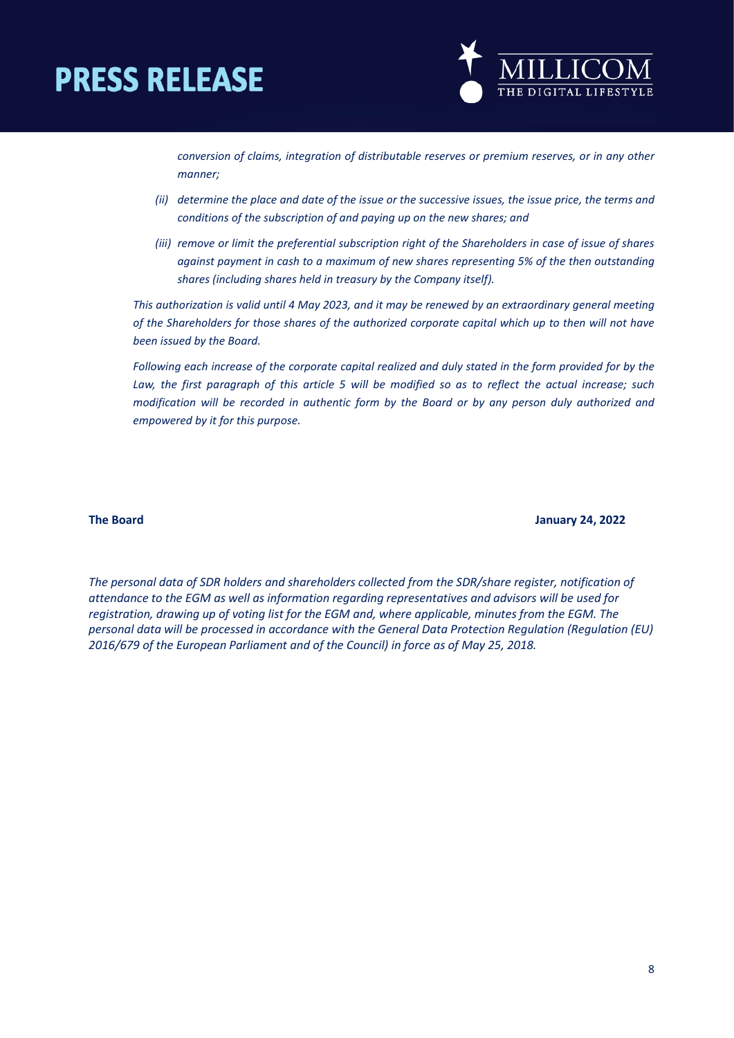*conversion of claims, integration of distributable reserves or premium reserves, or in any other manner;*

*(ii) determine the place and date of the issue or the successive issues, the issue price, the terms and conditions of the subscription of and paying up on the new shares; and*

*(iii) remove or limit the preferential subscription right of the Shareholders in case of issue of shares against payment in cash to a maximum of new shares representing 5% of the then outstanding shares (including shares held in treasury by the Company itself).*

*This authorization is valid until 4 May 2023, and it may be renewed by an extraordinary general meeting of the Shareholders for those shares of the authorized corporate capital which up to then will not have been issued by the Board.*

*Following each increase of the corporate capital realized and duly stated in the form provided for by the Law, the first paragraph of this article 5 will be modified so as to reflect the actual increase; such modification will be recorded in authentic form by the Board or by any person duly authorized and empowered by it for this purpose.*

**The Board** **January 24, 2022**

*The personal data of SDR holders and shareholders collected from the SDR/share register, notification of attendance to the EGM as well as information regarding representatives and advisors will be used for registration, drawing up of voting list for the EGM and, where applicable, minutes from the EGM. The personal data will be processed in accordance with the General Data Protection Regulation (Regulation (EU) 2016/679 of the European Parliament and of the Council) in force as of May 25, 2018.*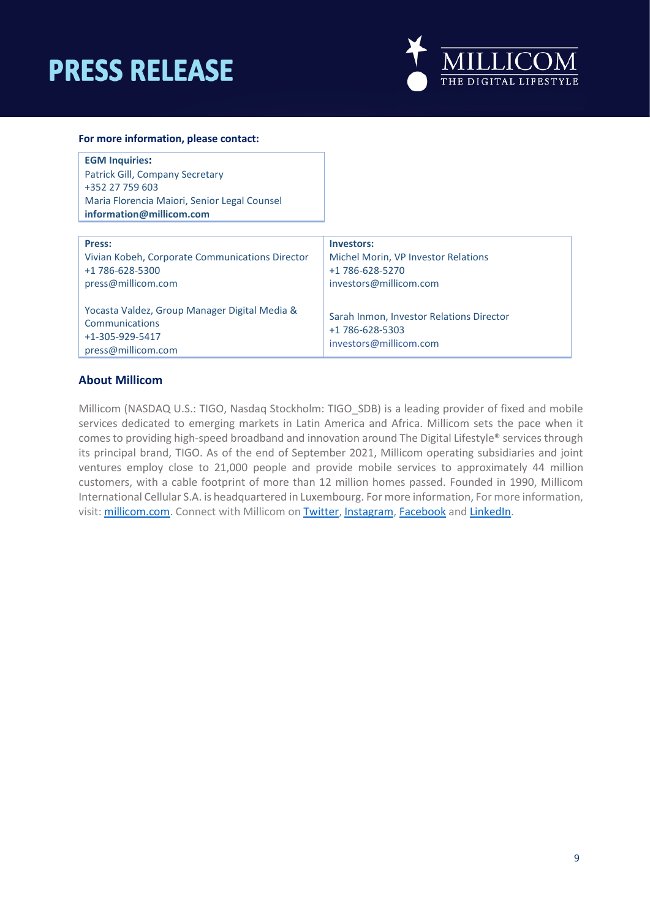**For more information, please contact:**

| |
|---|
| **EGM Inquiries:**<br>Patrick Gill, Company Secretary<br>+352 27 759 603<br>Maria Florencia Maiori, Senior Legal Counsel<br>**information@millicom.com** |

| | |
|---|---|
| **Press:**<br>Vivian Kobeh, Corporate Communications Director<br>+1 786-628-5300<br>press@millicom.com<br><br>Yocasta Valdez, Group Manager Digital Media & Communications<br>+1-305-929-5417<br>press@millicom.com | **Investors:**<br>Michel Morin, VP Investor Relations<br>+1 786-628-5270<br>investors@millicom.com<br><br>Sarah Inmon, Investor Relations Director<br>+1 786-628-5303<br>investors@millicom.com |

## About Millicom

Millicom (NASDAQ U.S.: TIGO, Nasdaq Stockholm: TIGO_SDB) is a leading provider of fixed and mobile services dedicated to emerging markets in Latin America and Africa. Millicom sets the pace when it comes to providing high-speed broadband and innovation around The Digital Lifestyle® services through its principal brand, TIGO. As of the end of September 2021, Millicom operating subsidiaries and joint ventures employ close to 21,000 people and provide mobile services to approximately 44 million customers, with a cable footprint of more than 12 million homes passed. Founded in 1990, Millicom International Cellular S.A. is headquartered in Luxembourg. For more information, For more information, visit: [millicom.com](millicom.com). Connect with Millicom on [Twitter](), [Instagram](), [Facebook]() and [LinkedIn]().